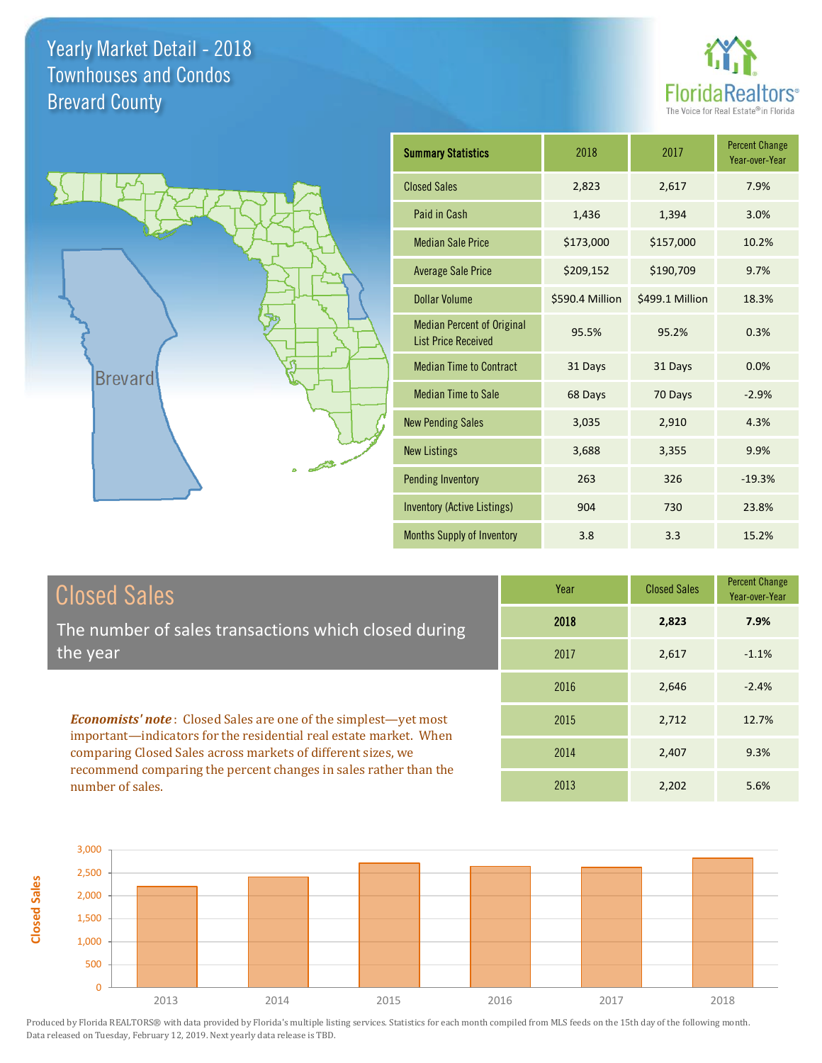# Yearly Market Detail - 2018
## Townhouses and Condos
## Brevard County

FloridaRealtors® The Voice for Real Estate® in Florida

| Summary Statistics | 2018 | 2017 | Percent Change Year-over-Year |
|---|---|---|---|
| Closed Sales | 2,823 | 2,617 | 7.9% |
| Paid in Cash | 1,436 | 1,394 | 3.0% |
| Median Sale Price | $173,000 | $157,000 | 10.2% |
| Average Sale Price | $209,152 | $190,709 | 9.7% |
| Dollar Volume | $590.4 Million | $499.1 Million | 18.3% |
| Median Percent of Original List Price Received | 95.5% | 95.2% | 0.3% |
| Median Time to Contract | 31 Days | 31 Days | 0.0% |
| Median Time to Sale | 68 Days | 70 Days | -2.9% |
| New Pending Sales | 3,035 | 2,910 | 4.3% |
| New Listings | 3,688 | 3,355 | 9.9% |
| Pending Inventory | 263 | 326 | -19.3% |
| Inventory (Active Listings) | 904 | 730 | 23.8% |
| Months Supply of Inventory | 3.8 | 3.3 | 15.2% |

## Closed Sales

The number of sales transactions which closed during the year

***Economists' note***: Closed Sales are one of the simplest—yet most important—indicators for the residential real estate market. When comparing Closed Sales across markets of different sizes, we recommend comparing the percent changes in sales rather than the number of sales.

| Year | Closed Sales | Percent Change Year-over-Year |
|---|---|---|
| **2018** | **2,823** | **7.9%** |
| 2017 | 2,617 | -1.1% |
| 2016 | 2,646 | -2.4% |
| 2015 | 2,712 | 12.7% |
| 2014 | 2,407 | 9.3% |
| 2013 | 2,202 | 5.6% |

Produced by Florida REALTORS® with data provided by Florida's multiple listing services. Statistics for each month compiled from MLS feeds on the 15th day of the following month. Data released on Tuesday, February 12, 2019. Next yearly data release is TBD.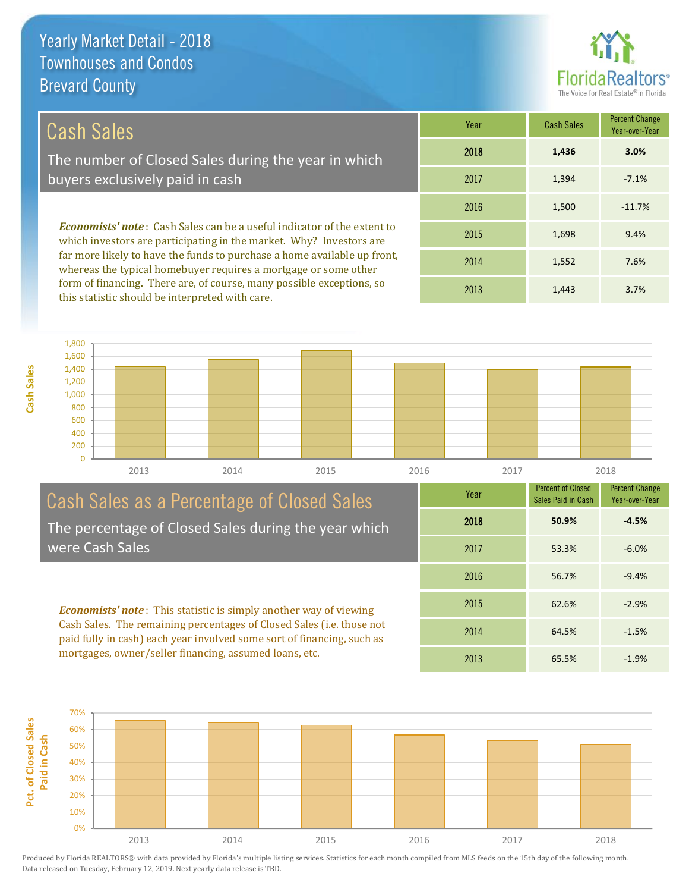# Yearly Market Detail - 2018
## Townhouses and Condos
## Brevard County

FloridaRealtors® The Voice for Real Estate® in Florida

## Cash Sales

The number of Closed Sales during the year in which buyers exclusively paid in cash

***Economists' note***: Cash Sales can be a useful indicator of the extent to which investors are participating in the market. Why? Investors are far more likely to have the funds to purchase a home available up front, whereas the typical homebuyer requires a mortgage or some other form of financing. There are, of course, many possible exceptions, so this statistic should be interpreted with care.

| Year | Cash Sales | Percent Change Year-over-Year |
|---|---|---|
| **2018** | **1,436** | **3.0%** |
| 2017 | 1,394 | -7.1% |
| 2016 | 1,500 | -11.7% |
| 2015 | 1,698 | 9.4% |
| 2014 | 1,552 | 7.6% |
| 2013 | 1,443 | 3.7% |

## Cash Sales as a Percentage of Closed Sales

The percentage of Closed Sales during the year which were Cash Sales

***Economists' note***: This statistic is simply another way of viewing Cash Sales. The remaining percentages of Closed Sales (i.e. those not paid fully in cash) each year involved some sort of financing, such as mortgages, owner/seller financing, assumed loans, etc.

| Year | Percent of Closed Sales Paid in Cash | Percent Change Year-over-Year |
|---|---|---|
| **2018** | **50.9%** | **-4.5%** |
| 2017 | 53.3% | -6.0% |
| 2016 | 56.7% | -9.4% |
| 2015 | 62.6% | -2.9% |
| 2014 | 64.5% | -1.5% |
| 2013 | 65.5% | -1.9% |

Produced by Florida REALTORS® with data provided by Florida's multiple listing services. Statistics for each month compiled from MLS feeds on the 15th day of the following month. Data released on Tuesday, February 12, 2019. Next yearly data release is TBD.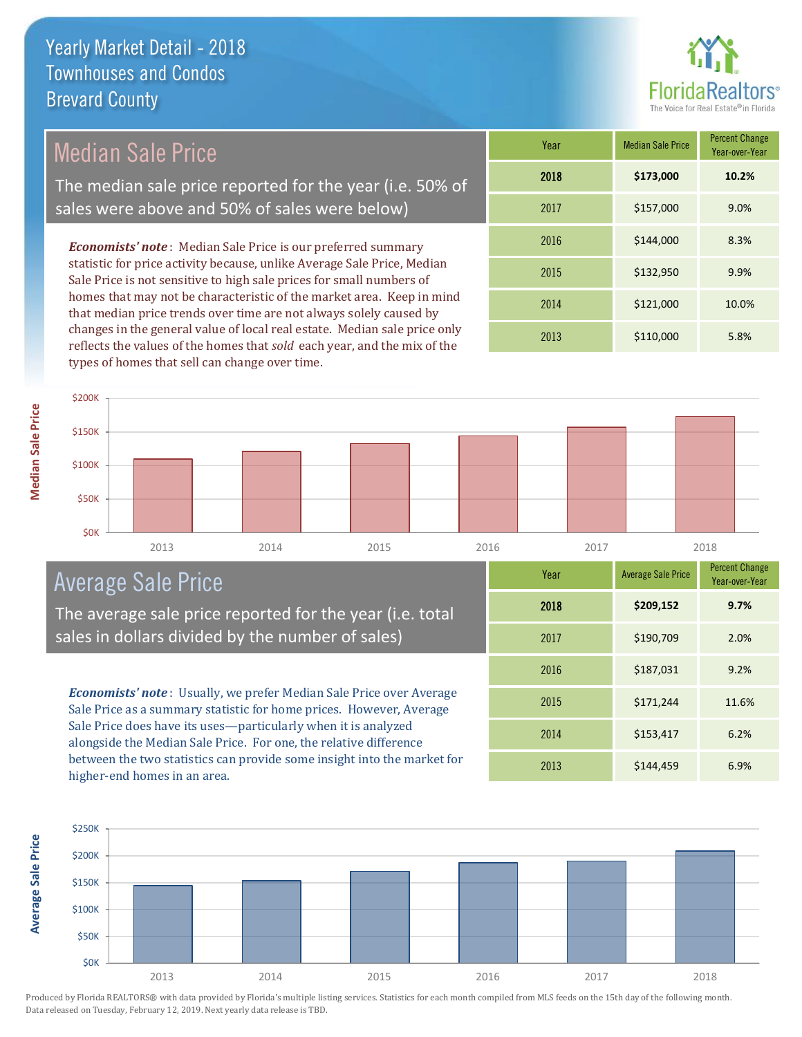# Yearly Market Detail - 2018
## Townhouses and Condos
## Brevard County

FloridaRealtors®
The Voice for Real Estate® in Florida

## Median Sale Price

The median sale price reported for the year (i.e. 50% of sales were above and 50% of sales were below)

***Economists' note***: Median Sale Price is our preferred summary statistic for price activity because, unlike Average Sale Price, Median Sale Price is not sensitive to high sale prices for small numbers of homes that may not be characteristic of the market area. Keep in mind that median price trends over time are not always solely caused by changes in the general value of local real estate. Median sale price only reflects the values of the homes that *sold* each year, and the mix of the types of homes that sell can change over time.

| Year | Median Sale Price | Percent Change Year-over-Year |
|---|---|---|
| **2018** | **$173,000** | **10.2%** |
| 2017 | $157,000 | 9.0% |
| 2016 | $144,000 | 8.3% |
| 2015 | $132,950 | 9.9% |
| 2014 | $121,000 | 10.0% |
| 2013 | $110,000 | 5.8% |

## Average Sale Price

The average sale price reported for the year (i.e. total sales in dollars divided by the number of sales)

***Economists' note***: Usually, we prefer Median Sale Price over Average Sale Price as a summary statistic for home prices. However, Average Sale Price does have its uses—particularly when it is analyzed alongside the Median Sale Price. For one, the relative difference between the two statistics can provide some insight into the market for higher-end homes in an area.

| Year | Average Sale Price | Percent Change Year-over-Year |
|---|---|---|
| **2018** | **$209,152** | **9.7%** |
| 2017 | $190,709 | 2.0% |
| 2016 | $187,031 | 9.2% |
| 2015 | $171,244 | 11.6% |
| 2014 | $153,417 | 6.2% |
| 2013 | $144,459 | 6.9% |

Produced by Florida REALTORS® with data provided by Florida's multiple listing services. Statistics for each month compiled from MLS feeds on the 15th day of the following month. Data released on Tuesday, February 12, 2019. Next yearly data release is TBD.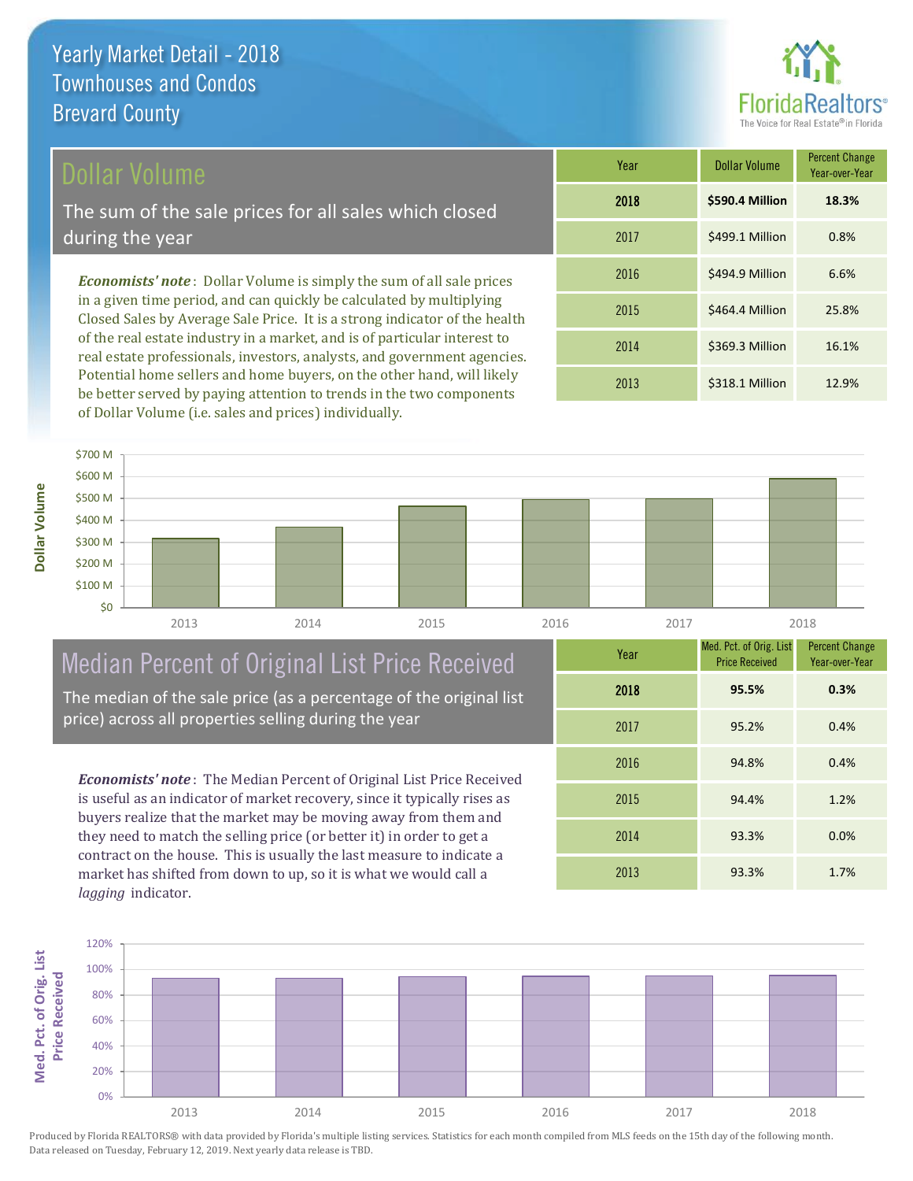# Yearly Market Detail - 2018
## Townhouses and Condos
## Brevard County

## Dollar Volume

The sum of the sale prices for all sales which closed during the year

*Economists' note*: Dollar Volume is simply the sum of all sale prices in a given time period, and can quickly be calculated by multiplying Closed Sales by Average Sale Price. It is a strong indicator of the health of the real estate industry in a market, and is of particular interest to real estate professionals, investors, analysts, and government agencies. Potential home sellers and home buyers, on the other hand, will likely be better served by paying attention to trends in the two components of Dollar Volume (i.e. sales and prices) individually.

| Year | Dollar Volume | Percent Change Year-over-Year |
|---|---|---|
| **2018** | **$590.4 Million** | **18.3%** |
| 2017 | $499.1 Million | 0.8% |
| 2016 | $494.9 Million | 6.6% |
| 2015 | $464.4 Million | 25.8% |
| 2014 | $369.3 Million | 16.1% |
| 2013 | $318.1 Million | 12.9% |

## Median Percent of Original List Price Received

The median of the sale price (as a percentage of the original list price) across all properties selling during the year

*Economists' note*: The Median Percent of Original List Price Received is useful as an indicator of market recovery, since it typically rises as buyers realize that the market may be moving away from them and they need to match the selling price (or better it) in order to get a contract on the house. This is usually the last measure to indicate a market has shifted from down to up, so it is what we would call a *lagging* indicator.

| Year | Med. Pct. of Orig. List Price Received | Percent Change Year-over-Year |
|---|---|---|
| **2018** | **95.5%** | **0.3%** |
| 2017 | 95.2% | 0.4% |
| 2016 | 94.8% | 0.4% |
| 2015 | 94.4% | 1.2% |
| 2014 | 93.3% | 0.0% |
| 2013 | 93.3% | 1.7% |

Produced by Florida REALTORS® with data provided by Florida's multiple listing services. Statistics for each month compiled from MLS feeds on the 15th day of the following month. Data released on Tuesday, February 12, 2019. Next yearly data release is TBD.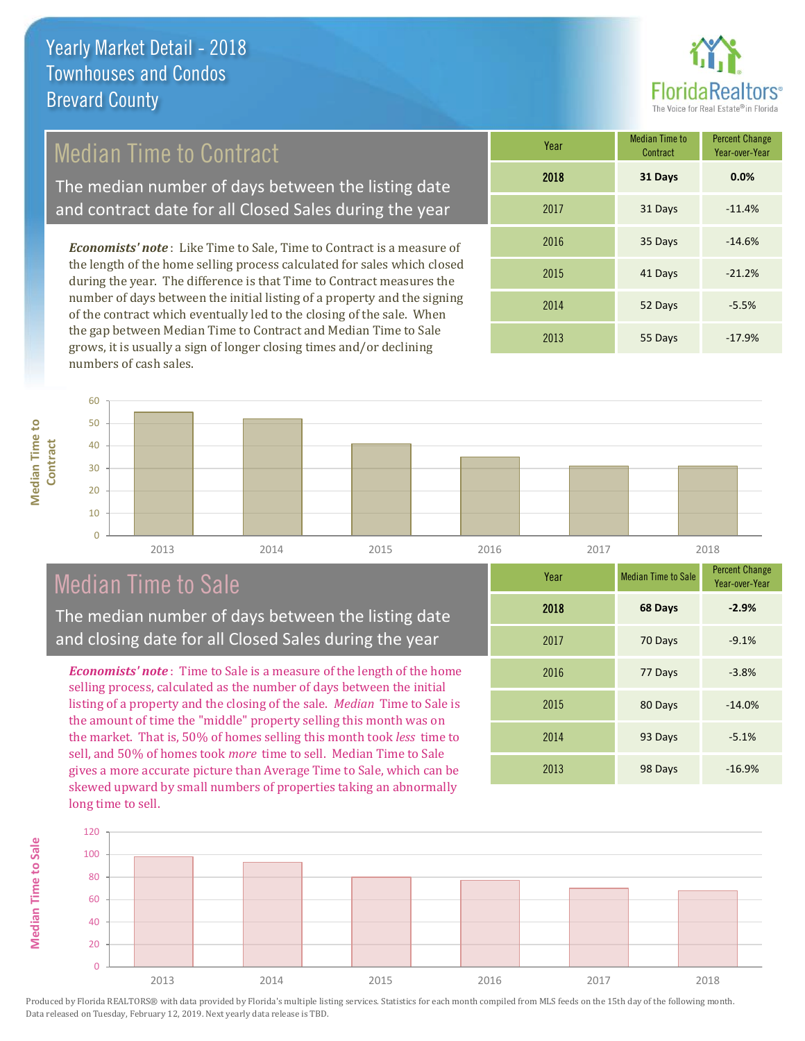# Yearly Market Detail - 2018
## Townhouses and Condos
## Brevard County

FloridaRealtors®
The Voice for Real Estate® in Florida

## Median Time to Contract

The median number of days between the listing date and contract date for all Closed Sales during the year

*Economists' note*: Like Time to Sale, Time to Contract is a measure of the length of the home selling process calculated for sales which closed during the year. The difference is that Time to Contract measures the number of days between the initial listing of a property and the signing of the contract which eventually led to the closing of the sale. When the gap between Median Time to Contract and Median Time to Sale grows, it is usually a sign of longer closing times and/or declining numbers of cash sales.

| Year | Median Time to Contract | Percent Change Year-over-Year |
|---|---|---|
| **2018** | **31 Days** | **0.0%** |
| 2017 | 31 Days | -11.4% |
| 2016 | 35 Days | -14.6% |
| 2015 | 41 Days | -21.2% |
| 2014 | 52 Days | -5.5% |
| 2013 | 55 Days | -17.9% |

## Median Time to Sale

The median number of days between the listing date and closing date for all Closed Sales during the year

*Economists' note*: Time to Sale is a measure of the length of the home selling process, calculated as the number of days between the initial listing of a property and the closing of the sale. *Median* Time to Sale is the amount of time the "middle" property selling this month was on the market. That is, 50% of homes selling this month took *less* time to sell, and 50% of homes took *more* time to sell. Median Time to Sale gives a more accurate picture than Average Time to Sale, which can be skewed upward by small numbers of properties taking an abnormally long time to sell.

| Year | Median Time to Sale | Percent Change Year-over-Year |
|---|---|---|
| **2018** | **68 Days** | **-2.9%** |
| 2017 | 70 Days | -9.1% |
| 2016 | 77 Days | -3.8% |
| 2015 | 80 Days | -14.0% |
| 2014 | 93 Days | -5.1% |
| 2013 | 98 Days | -16.9% |

Produced by Florida REALTORS® with data provided by Florida's multiple listing services. Statistics for each month compiled from MLS feeds on the 15th day of the following month. Data released on Tuesday, February 12, 2019. Next yearly data release is TBD.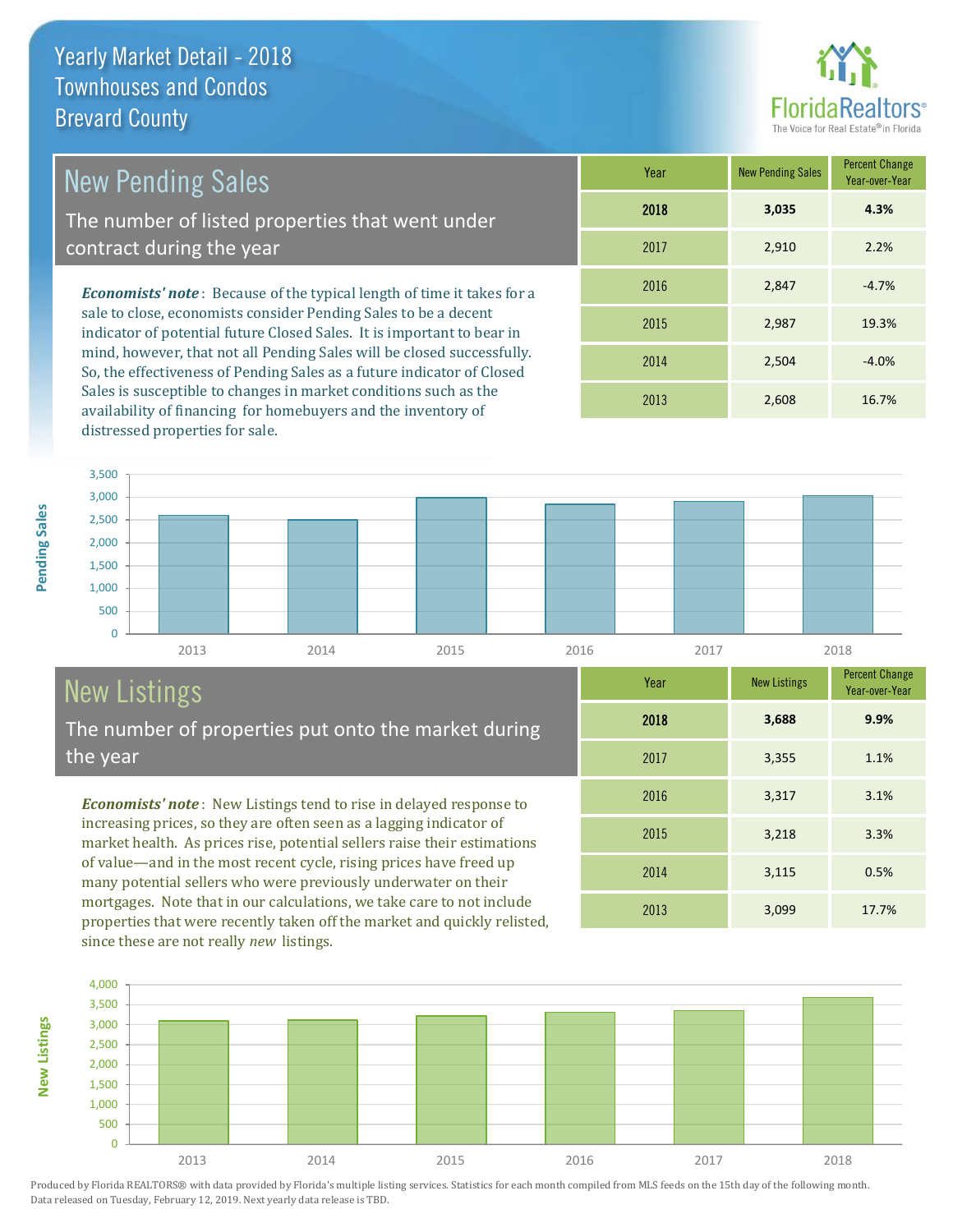# Yearly Market Detail - 2018
## Townhouses and Condos
## Brevard County

FloridaRealtors® The Voice for Real Estate® in Florida

## New Pending Sales

The number of listed properties that went under contract during the year

***Economists' note*** : Because of the typical length of time it takes for a sale to close, economists consider Pending Sales to be a decent indicator of potential future Closed Sales. It is important to bear in mind, however, that not all Pending Sales will be closed successfully. So, the effectiveness of Pending Sales as a future indicator of Closed Sales is susceptible to changes in market conditions such as the availability of financing for homebuyers and the inventory of distressed properties for sale.

| Year | New Pending Sales | Percent Change Year-over-Year |
|---|---|---|
| **2018** | **3,035** | **4.3%** |
| 2017 | 2,910 | 2.2% |
| 2016 | 2,847 | -4.7% |
| 2015 | 2,987 | 19.3% |
| 2014 | 2,504 | -4.0% |
| 2013 | 2,608 | 16.7% |

## New Listings

The number of properties put onto the market during the year

***Economists' note*** : New Listings tend to rise in delayed response to increasing prices, so they are often seen as a lagging indicator of market health. As prices rise, potential sellers raise their estimations of value—and in the most recent cycle, rising prices have freed up many potential sellers who were previously underwater on their mortgages. Note that in our calculations, we take care to not include properties that were recently taken off the market and quickly relisted, since these are not really *new* listings.

| Year | New Listings | Percent Change Year-over-Year |
|---|---|---|
| **2018** | **3,688** | **9.9%** |
| 2017 | 3,355 | 1.1% |
| 2016 | 3,317 | 3.1% |
| 2015 | 3,218 | 3.3% |
| 2014 | 3,115 | 0.5% |
| 2013 | 3,099 | 17.7% |

Produced by Florida REALTORS® with data provided by Florida's multiple listing services. Statistics for each month compiled from MLS feeds on the 15th day of the following month. Data released on Tuesday, February 12, 2019. Next yearly data release is TBD.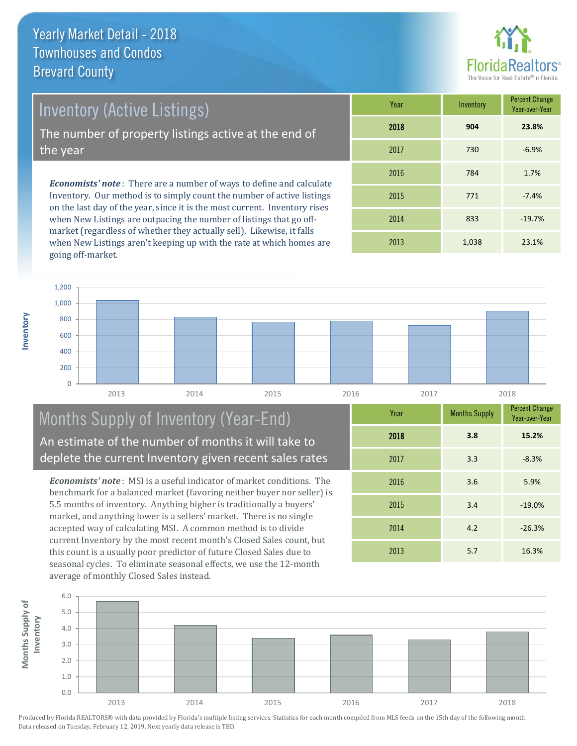# Yearly Market Detail - 2018
## Townhouses and Condos
## Brevard County

FloridaRealtors® The Voice for Real Estate® in Florida

## Inventory (Active Listings)

The number of property listings active at the end of the year

***Economists' note***: There are a number of ways to define and calculate Inventory. Our method is to simply count the number of active listings on the last day of the year, since it is the most current. Inventory rises when New Listings are outpacing the number of listings that go off-market (regardless of whether they actually sell). Likewise, it falls when New Listings aren't keeping up with the rate at which homes are going off-market.

| Year | Inventory | Percent Change Year-over-Year |
|---|---|---|
| **2018** | **904** | **23.8%** |
| 2017 | 730 | -6.9% |
| 2016 | 784 | 1.7% |
| 2015 | 771 | -7.4% |
| 2014 | 833 | -19.7% |
| 2013 | 1,038 | 23.1% |

## Months Supply of Inventory (Year-End)

An estimate of the number of months it will take to deplete the current Inventory given recent sales rates

***Economists' note***: MSI is a useful indicator of market conditions. The benchmark for a balanced market (favoring neither buyer nor seller) is 5.5 months of inventory. Anything higher is traditionally a buyers' market, and anything lower is a sellers' market. There is no single accepted way of calculating MSI. A common method is to divide current Inventory by the most recent month's Closed Sales count, but this count is a usually poor predictor of future Closed Sales due to seasonal cycles. To eliminate seasonal effects, we use the 12-month average of monthly Closed Sales instead.

| Year | Months Supply | Percent Change Year-over-Year |
|---|---|---|
| **2018** | **3.8** | **15.2%** |
| 2017 | 3.3 | -8.3% |
| 2016 | 3.6 | 5.9% |
| 2015 | 3.4 | -19.0% |
| 2014 | 4.2 | -26.3% |
| 2013 | 5.7 | 16.3% |

Produced by Florida REALTORS® with data provided by Florida's multiple listing services. Statistics for each month compiled from MLS feeds on the 15th day of the following month. Data released on Tuesday, February 12, 2019. Next yearly data release is TBD.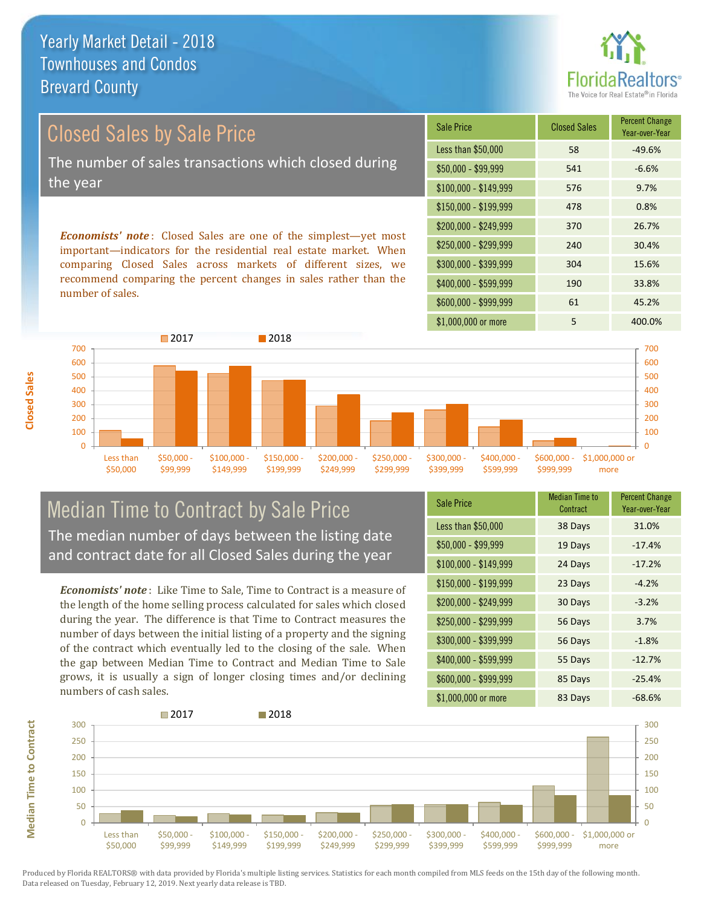# Yearly Market Detail - 2018
## Townhouses and Condos
## Brevard County

## Closed Sales by Sale Price

The number of sales transactions which closed during the year

***Economists' note***: Closed Sales are one of the simplest—yet most important—indicators for the residential real estate market. When comparing Closed Sales across markets of different sizes, we recommend comparing the percent changes in sales rather than the number of sales.

| Sale Price | Closed Sales | Percent Change Year-over-Year |
|---|---|---|
| Less than $50,000 | 58 | -49.6% |
| $50,000 - $99,999 | 541 | -6.6% |
| $100,000 - $149,999 | 576 | 9.7% |
| $150,000 - $199,999 | 478 | 0.8% |
| $200,000 - $249,999 | 370 | 26.7% |
| $250,000 - $299,999 | 240 | 30.4% |
| $300,000 - $399,999 | 304 | 15.6% |
| $400,000 - $599,999 | 190 | 33.8% |
| $600,000 - $999,999 | 61 | 45.2% |
| $1,000,000 or more | 5 | 400.0% |

## Median Time to Contract by Sale Price

The median number of days between the listing date and contract date for all Closed Sales during the year

***Economists' note***: Like Time to Sale, Time to Contract is a measure of the length of the home selling process calculated for sales which closed during the year. The difference is that Time to Contract measures the number of days between the initial listing of a property and the signing of the contract which eventually led to the closing of the sale. When the gap between Median Time to Contract and Median Time to Sale grows, it is usually a sign of longer closing times and/or declining numbers of cash sales.

| Sale Price | Median Time to Contract | Percent Change Year-over-Year |
|---|---|---|
| Less than $50,000 | 38 Days | 31.0% |
| $50,000 - $99,999 | 19 Days | -17.4% |
| $100,000 - $149,999 | 24 Days | -17.2% |
| $150,000 - $199,999 | 23 Days | -4.2% |
| $200,000 - $249,999 | 30 Days | -3.2% |
| $250,000 - $299,999 | 56 Days | 3.7% |
| $300,000 - $399,999 | 56 Days | -1.8% |
| $400,000 - $599,999 | 55 Days | -12.7% |
| $600,000 - $999,999 | 85 Days | -25.4% |
| $1,000,000 or more | 83 Days | -68.6% |

Produced by Florida REALTORS® with data provided by Florida's multiple listing services. Statistics for each month compiled from MLS feeds on the 15th day of the following month. Data released on Tuesday, February 12, 2019. Next yearly data release is TBD.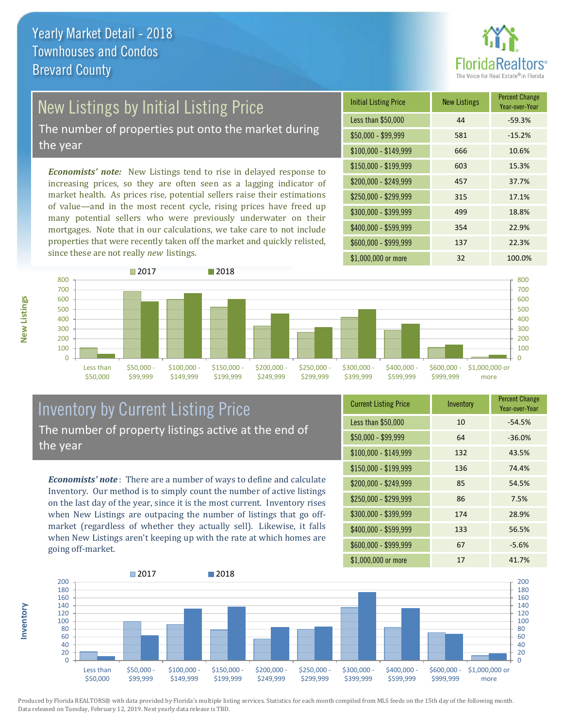# Yearly Market Detail - 2018
## Townhouses and Condos
## Brevard County

## New Listings by Initial Listing Price

The number of properties put onto the market during the year

*Economists' note:* New Listings tend to rise in delayed response to increasing prices, so they are often seen as a lagging indicator of market health. As prices rise, potential sellers raise their estimations of value—and in the most recent cycle, rising prices have freed up many potential sellers who were previously underwater on their mortgages. Note that in our calculations, we take care to not include properties that were recently taken off the market and quickly relisted, since these are not really *new* listings.

| Initial Listing Price | New Listings | Percent Change Year-over-Year |
|---|---|---|
| Less than $50,000 | 44 | -59.3% |
| $50,000 - $99,999 | 581 | -15.2% |
| $100,000 - $149,999 | 666 | 10.6% |
| $150,000 - $199,999 | 603 | 15.3% |
| $200,000 - $249,999 | 457 | 37.7% |
| $250,000 - $299,999 | 315 | 17.1% |
| $300,000 - $399,999 | 499 | 18.8% |
| $400,000 - $599,999 | 354 | 22.9% |
| $600,000 - $999,999 | 137 | 22.3% |
| $1,000,000 or more | 32 | 100.0% |

## Inventory by Current Listing Price

The number of property listings active at the end of the year

*Economists' note*: There are a number of ways to define and calculate Inventory. Our method is to simply count the number of active listings on the last day of the year, since it is the most current. Inventory rises when New Listings are outpacing the number of listings that go off-market (regardless of whether they actually sell). Likewise, it falls when New Listings aren't keeping up with the rate at which homes are going off-market.

| Current Listing Price | Inventory | Percent Change Year-over-Year |
|---|---|---|
| Less than $50,000 | 10 | -54.5% |
| $50,000 - $99,999 | 64 | -36.0% |
| $100,000 - $149,999 | 132 | 43.5% |
| $150,000 - $199,999 | 136 | 74.4% |
| $200,000 - $249,999 | 85 | 54.5% |
| $250,000 - $299,999 | 86 | 7.5% |
| $300,000 - $399,999 | 174 | 28.9% |
| $400,000 - $599,999 | 133 | 56.5% |
| $600,000 - $999,999 | 67 | -5.6% |
| $1,000,000 or more | 17 | 41.7% |

Produced by Florida REALTORS® with data provided by Florida's multiple listing services. Statistics for each month compiled from MLS feeds on the 15th day of the following month. Data released on Tuesday, February 12, 2019. Next yearly data release is TBD.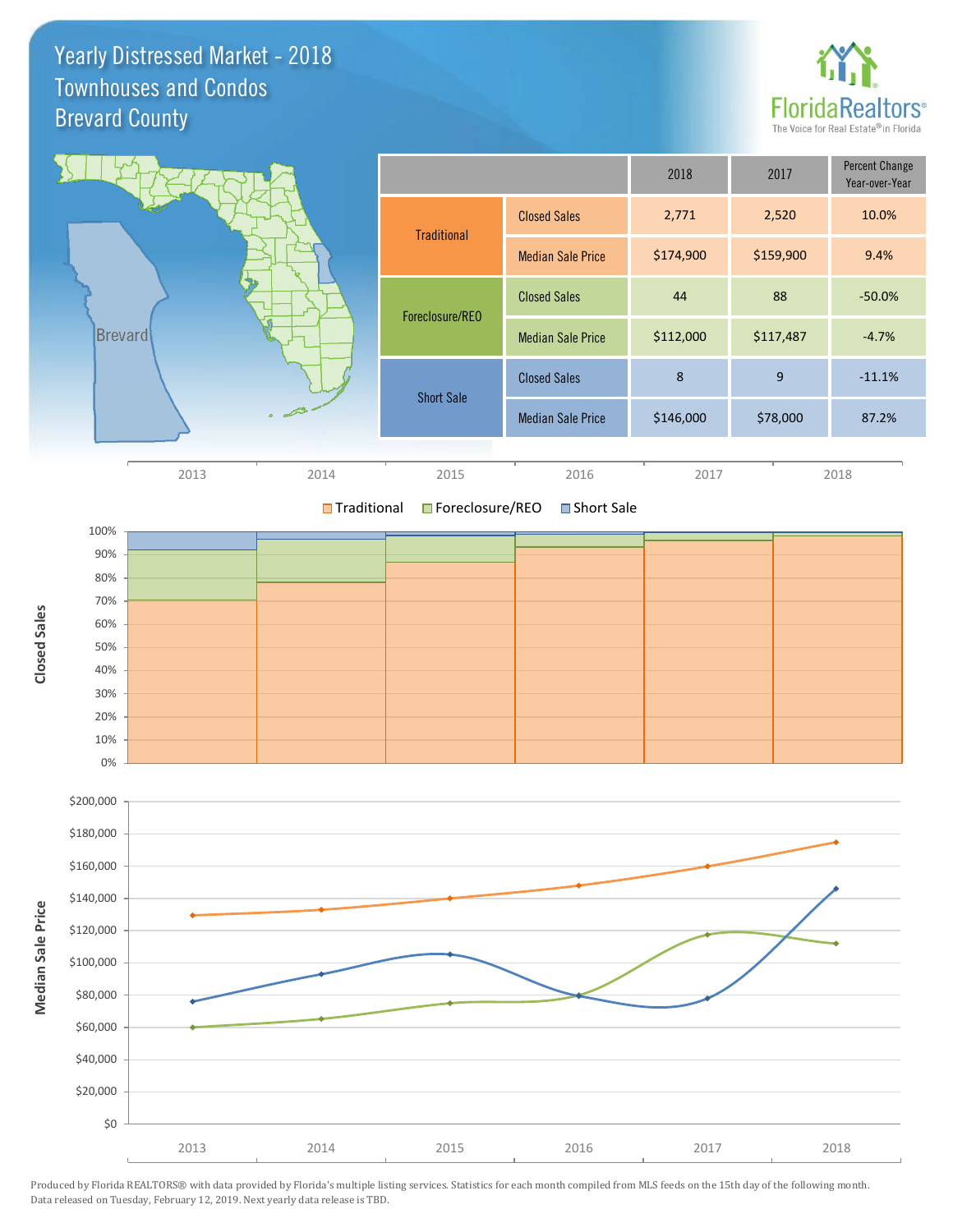# Yearly Distressed Market - 2018
## Townhouses and Condos
## Brevard County

FloridaRealtors®
The Voice for Real Estate® in Florida

Brevard

| | | 2018 | 2017 | Percent Change Year-over-Year |
|---|---|---|---|---|
| Traditional | Closed Sales | 2,771 | 2,520 | 10.0% |
| | Median Sale Price | $174,900 | $159,900 | 9.4% |
| Foreclosure/REO | Closed Sales | 44 | 88 | -50.0% |
| | Median Sale Price | $112,000 | $117,487 | -4.7% |
| Short Sale | Closed Sales | 8 | 9 | -11.1% |
| | Median Sale Price | $146,000 | $78,000 | 87.2% |

2013 2014 2015 2016 2017 2018

Traditional   Foreclosure/REO   Short Sale

Closed Sales

100% 90% 80% 70% 60% 50% 40% 30% 20% 10% 0%

Median Sale Price

$200,000 $180,000 $160,000 $140,000 $120,000 $100,000 $80,000 $60,000 $40,000 $20,000 $0

2013 2014 2015 2016 2017 2018

Produced by Florida REALTORS® with data provided by Florida's multiple listing services. Statistics for each month compiled from MLS feeds on the 15th day of the following month. Data released on Tuesday, February 12, 2019. Next yearly data release is TBD.